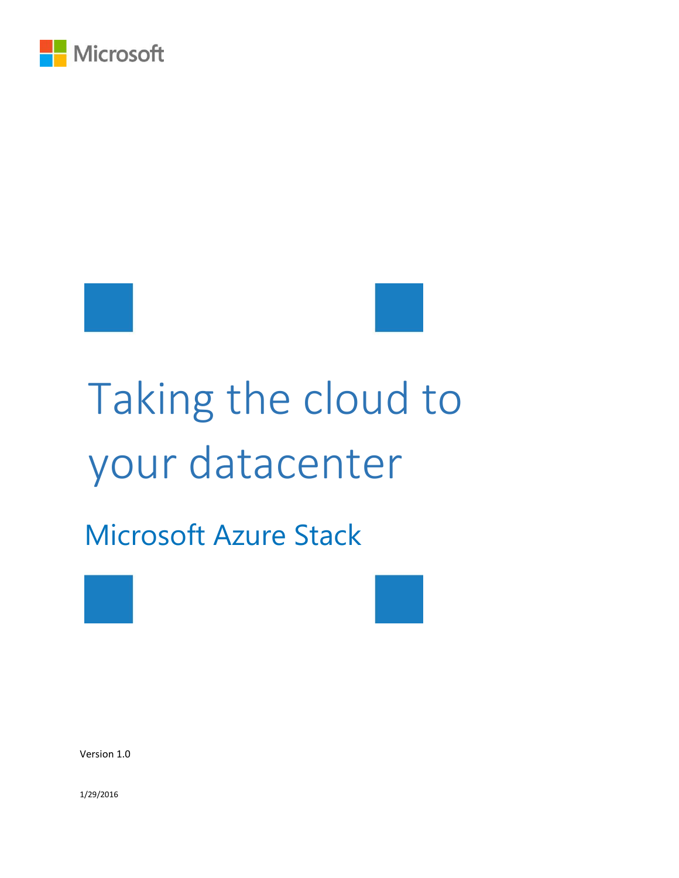Microsoft

# Taking the cloud to your datacenter

## Microsoft Azure Stack

Version 1.0

1/29/2016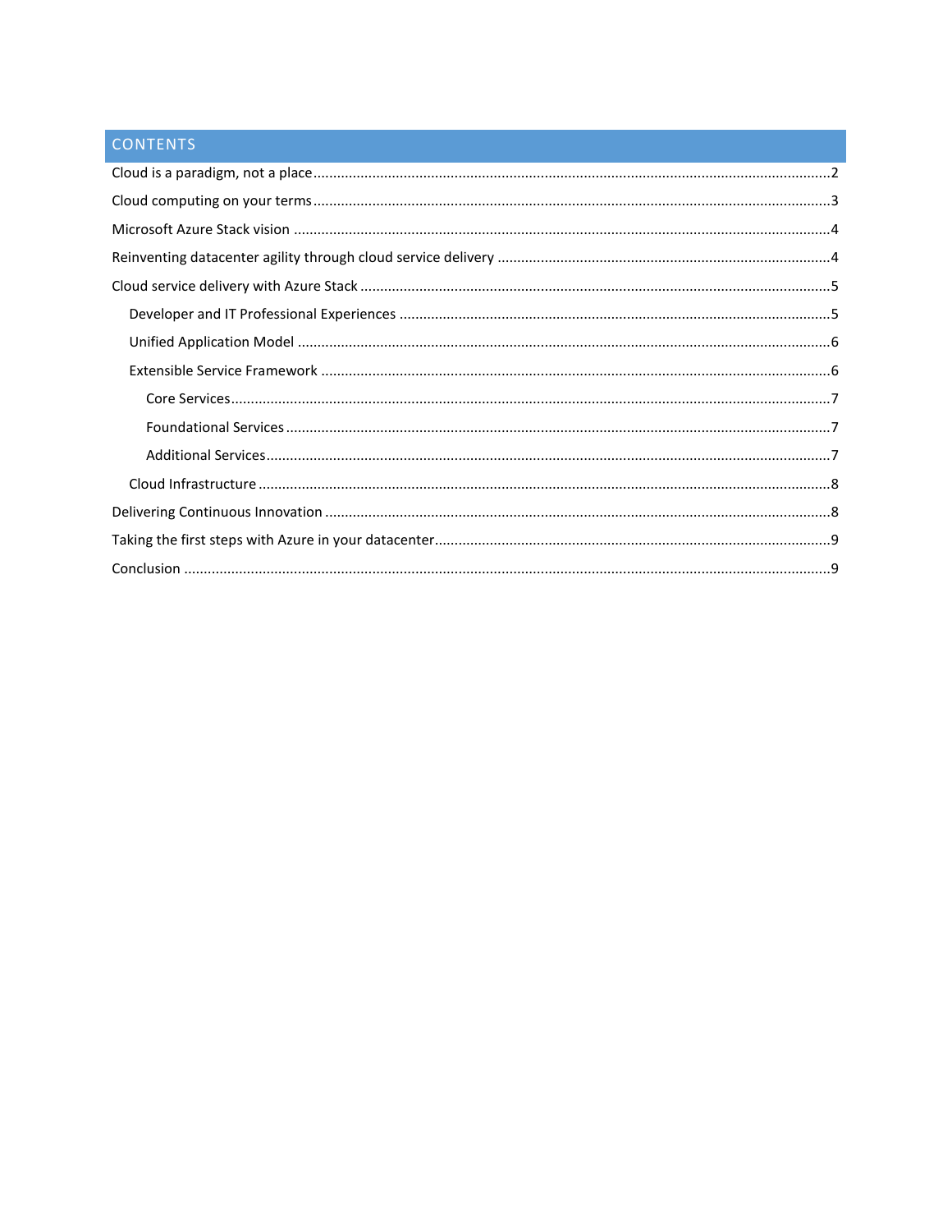## CONTENTS

- Cloud is a paradigm, not a place ..... 2
- Cloud computing on your terms ..... 3
- Microsoft Azure Stack vision ..... 4
- Reinventing datacenter agility through cloud service delivery ..... 4
- Cloud service delivery with Azure Stack ..... 5
  - Developer and IT Professional Experiences ..... 5
  - Unified Application Model ..... 6
  - Extensible Service Framework ..... 6
    - Core Services ..... 7
    - Foundational Services ..... 7
    - Additional Services ..... 7
  - Cloud Infrastructure ..... 8
- Delivering Continuous Innovation ..... 8
- Taking the first steps with Azure in your datacenter ..... 9
- Conclusion ..... 9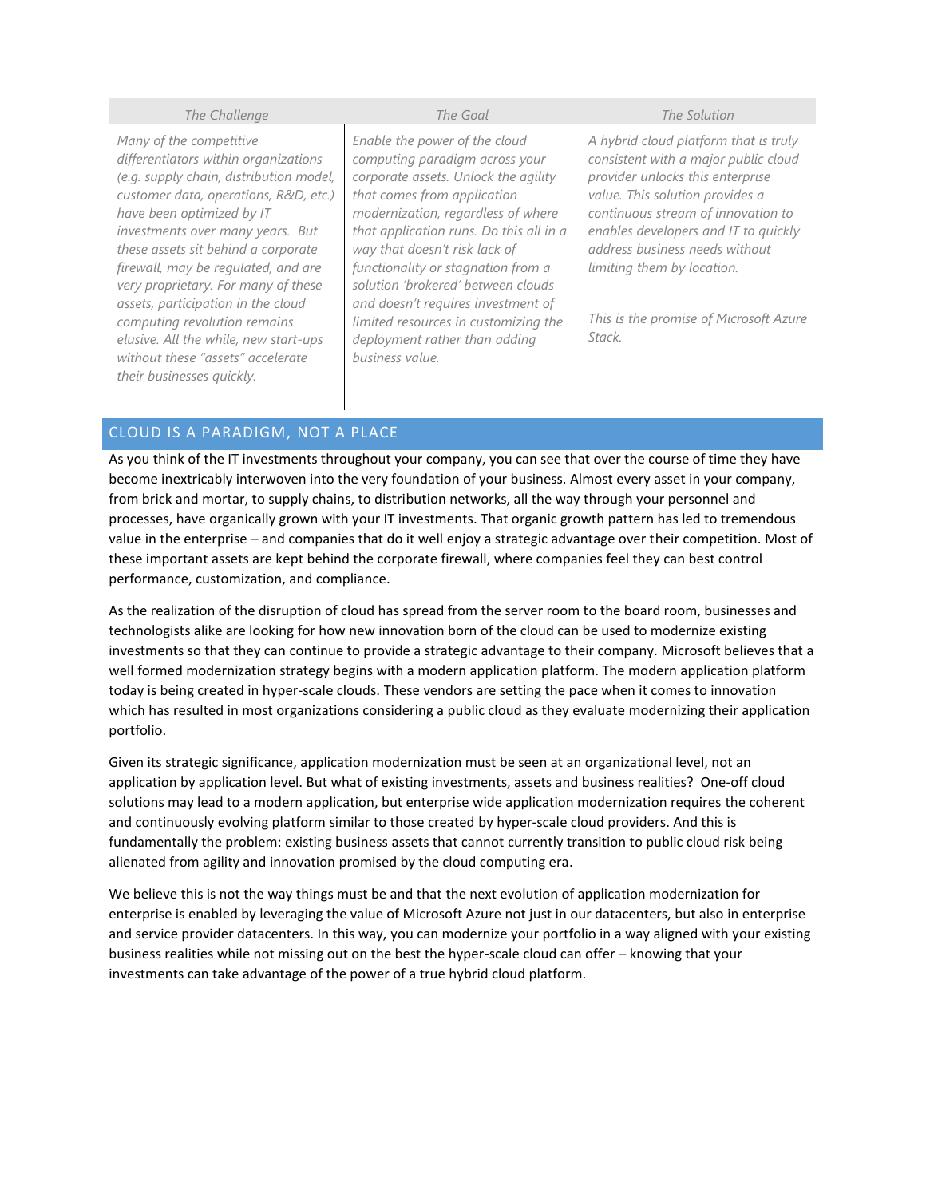| *The Challenge* | *The Goal* | *The Solution* |
| --- | --- | --- |
| *Many of the competitive differentiators within organizations (e.g. supply chain, distribution model, customer data, operations, R&D, etc.) have been optimized by IT investments over many years. But these assets sit behind a corporate firewall, may be regulated, and are very proprietary. For many of these assets, participation in the cloud computing revolution remains elusive. All the while, new start-ups without these "assets" accelerate their businesses quickly.* | *Enable the power of the cloud computing paradigm across your corporate assets. Unlock the agility that comes from application modernization, regardless of where that application runs. Do this all in a way that doesn't risk lack of functionality or stagnation from a solution 'brokered' between clouds and doesn't requires investment of limited resources in customizing the deployment rather than adding business value.* | *A hybrid cloud platform that is truly consistent with a major public cloud provider unlocks this enterprise value. This solution provides a continuous stream of innovation to enables developers and IT to quickly address business needs without limiting them by location.*<br><br>*This is the promise of Microsoft Azure Stack.* |

## CLOUD IS A PARADIGM, NOT A PLACE

As you think of the IT investments throughout your company, you can see that over the course of time they have become inextricably interwoven into the very foundation of your business. Almost every asset in your company, from brick and mortar, to supply chains, to distribution networks, all the way through your personnel and processes, have organically grown with your IT investments. That organic growth pattern has led to tremendous value in the enterprise – and companies that do it well enjoy a strategic advantage over their competition. Most of these important assets are kept behind the corporate firewall, where companies feel they can best control performance, customization, and compliance.

As the realization of the disruption of cloud has spread from the server room to the board room, businesses and technologists alike are looking for how new innovation born of the cloud can be used to modernize existing investments so that they can continue to provide a strategic advantage to their company. Microsoft believes that a well formed modernization strategy begins with a modern application platform. The modern application platform today is being created in hyper-scale clouds. These vendors are setting the pace when it comes to innovation which has resulted in most organizations considering a public cloud as they evaluate modernizing their application portfolio.

Given its strategic significance, application modernization must be seen at an organizational level, not an application by application level. But what of existing investments, assets and business realities? One-off cloud solutions may lead to a modern application, but enterprise wide application modernization requires the coherent and continuously evolving platform similar to those created by hyper-scale cloud providers. And this is fundamentally the problem: existing business assets that cannot currently transition to public cloud risk being alienated from agility and innovation promised by the cloud computing era.

We believe this is not the way things must be and that the next evolution of application modernization for enterprise is enabled by leveraging the value of Microsoft Azure not just in our datacenters, but also in enterprise and service provider datacenters. In this way, you can modernize your portfolio in a way aligned with your existing business realities while not missing out on the best the hyper-scale cloud can offer – knowing that your investments can take advantage of the power of a true hybrid cloud platform.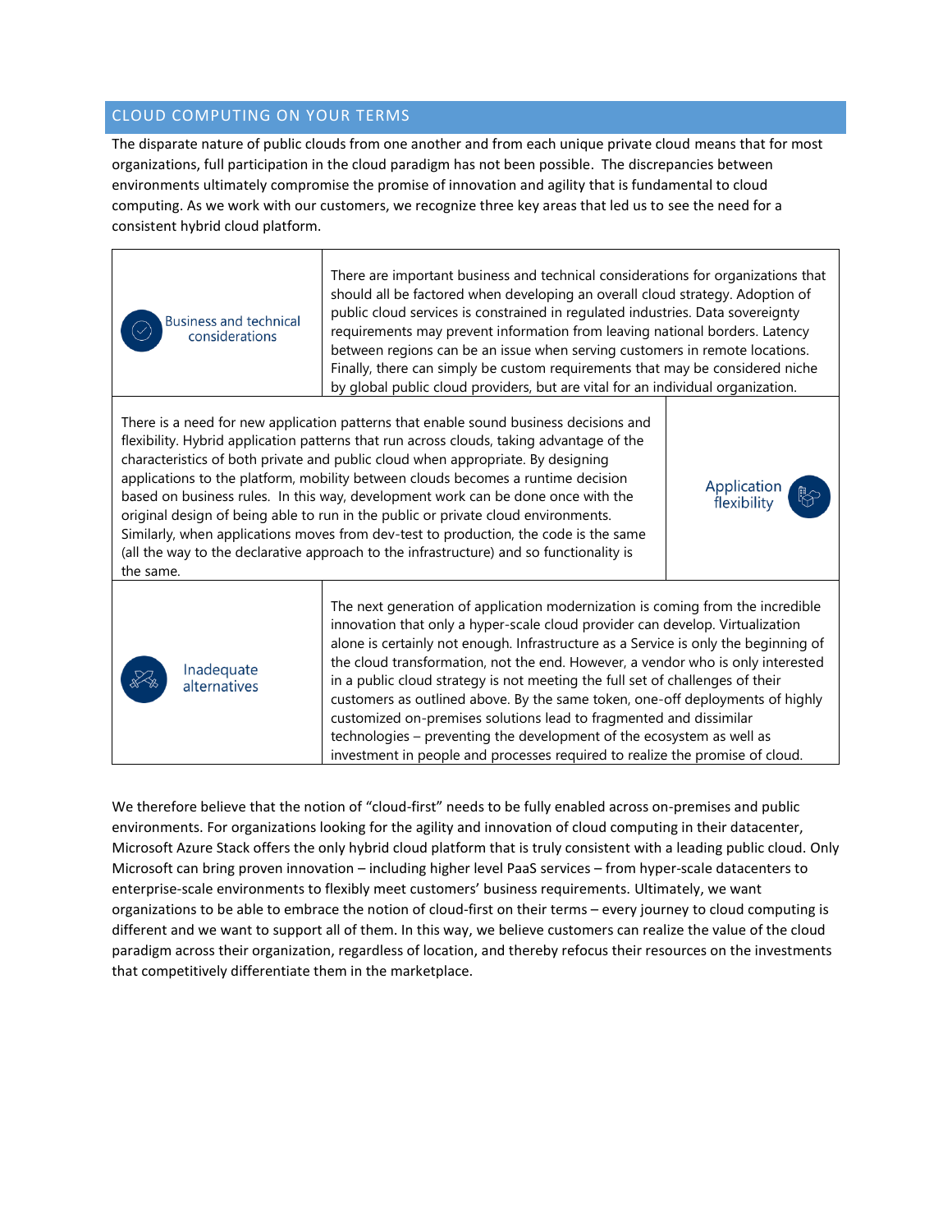## CLOUD COMPUTING ON YOUR TERMS

The disparate nature of public clouds from one another and from each unique private cloud means that for most organizations, full participation in the cloud paradigm has not been possible. The discrepancies between environments ultimately compromise the promise of innovation and agility that is fundamental to cloud computing. As we work with our customers, we recognize three key areas that led us to see the need for a consistent hybrid cloud platform.

| | |
|---|---|
| Business and technical considerations | There are important business and technical considerations for organizations that should all be factored when developing an overall cloud strategy. Adoption of public cloud services is constrained in regulated industries. Data sovereignty requirements may prevent information from leaving national borders. Latency between regions can be an issue when serving customers in remote locations. Finally, there can simply be custom requirements that may be considered niche by global public cloud providers, but are vital for an individual organization. |
| Application flexibility | There is a need for new application patterns that enable sound business decisions and flexibility. Hybrid application patterns that run across clouds, taking advantage of the characteristics of both private and public cloud when appropriate. By designing applications to the platform, mobility between clouds becomes a runtime decision based on business rules. In this way, development work can be done once with the original design of being able to run in the public or private cloud environments. Similarly, when applications moves from dev-test to production, the code is the same (all the way to the declarative approach to the infrastructure) and so functionality is the same. |
| Inadequate alternatives | The next generation of application modernization is coming from the incredible innovation that only a hyper-scale cloud provider can develop. Virtualization alone is certainly not enough. Infrastructure as a Service is only the beginning of the cloud transformation, not the end. However, a vendor who is only interested in a public cloud strategy is not meeting the full set of challenges of their customers as outlined above. By the same token, one-off deployments of highly customized on-premises solutions lead to fragmented and dissimilar technologies – preventing the development of the ecosystem as well as investment in people and processes required to realize the promise of cloud. |

We therefore believe that the notion of "cloud-first" needs to be fully enabled across on-premises and public environments. For organizations looking for the agility and innovation of cloud computing in their datacenter, Microsoft Azure Stack offers the only hybrid cloud platform that is truly consistent with a leading public cloud. Only Microsoft can bring proven innovation – including higher level PaaS services – from hyper-scale datacenters to enterprise-scale environments to flexibly meet customers' business requirements. Ultimately, we want organizations to be able to embrace the notion of cloud-first on their terms – every journey to cloud computing is different and we want to support all of them. In this way, we believe customers can realize the value of the cloud paradigm across their organization, regardless of location, and thereby refocus their resources on the investments that competitively differentiate them in the marketplace.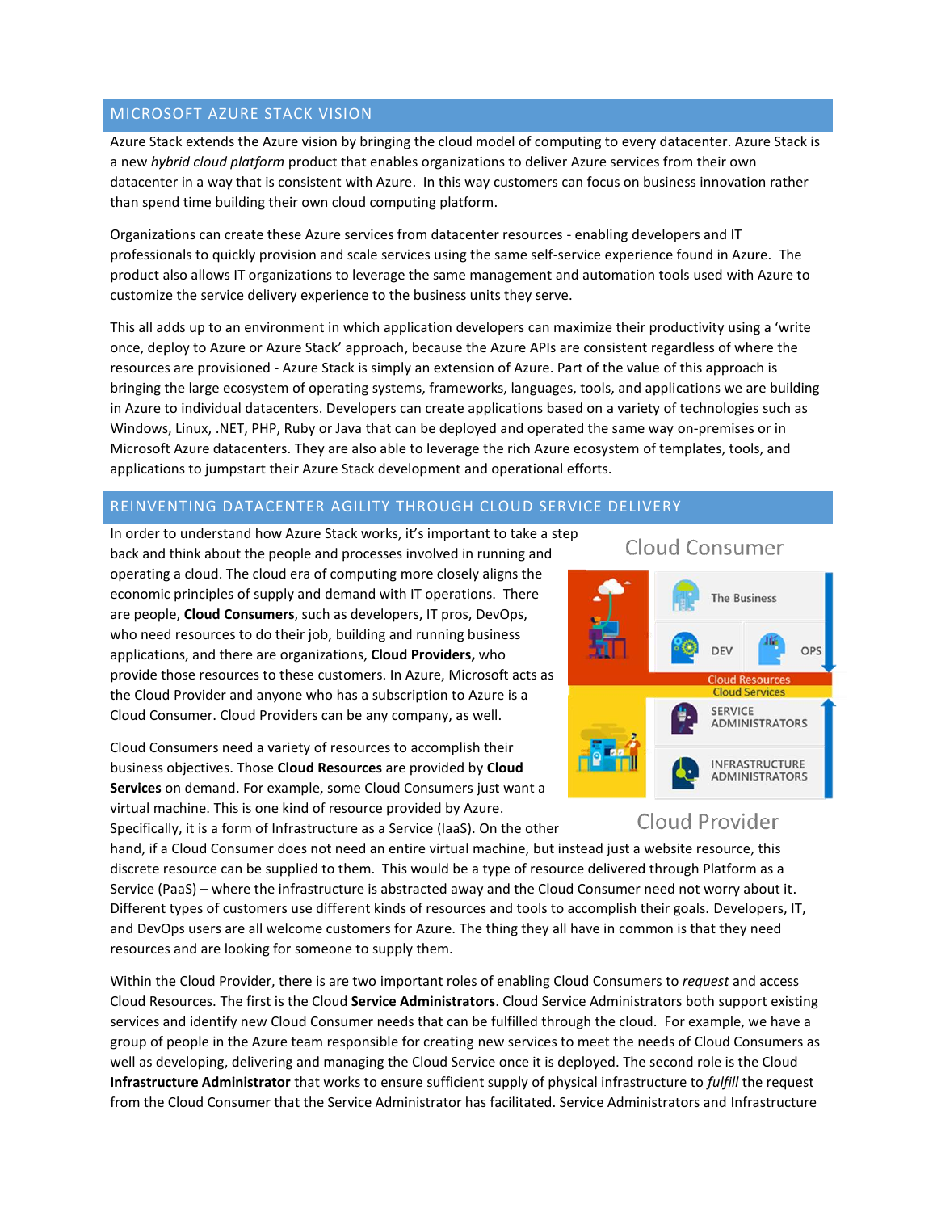## MICROSOFT AZURE STACK VISION

Azure Stack extends the Azure vision by bringing the cloud model of computing to every datacenter. Azure Stack is a new *hybrid cloud platform* product that enables organizations to deliver Azure services from their own datacenter in a way that is consistent with Azure. In this way customers can focus on business innovation rather than spend time building their own cloud computing platform.

Organizations can create these Azure services from datacenter resources - enabling developers and IT professionals to quickly provision and scale services using the same self-service experience found in Azure. The product also allows IT organizations to leverage the same management and automation tools used with Azure to customize the service delivery experience to the business units they serve.

This all adds up to an environment in which application developers can maximize their productivity using a 'write once, deploy to Azure or Azure Stack' approach, because the Azure APIs are consistent regardless of where the resources are provisioned - Azure Stack is simply an extension of Azure. Part of the value of this approach is bringing the large ecosystem of operating systems, frameworks, languages, tools, and applications we are building in Azure to individual datacenters. Developers can create applications based on a variety of technologies such as Windows, Linux, .NET, PHP, Ruby or Java that can be deployed and operated the same way on-premises or in Microsoft Azure datacenters. They are also able to leverage the rich Azure ecosystem of templates, tools, and applications to jumpstart their Azure Stack development and operational efforts.

## REINVENTING DATACENTER AGILITY THROUGH CLOUD SERVICE DELIVERY

In order to understand how Azure Stack works, it's important to take a step back and think about the people and processes involved in running and operating a cloud. The cloud era of computing more closely aligns the economic principles of supply and demand with IT operations. There are people, **Cloud Consumers**, such as developers, IT pros, DevOps, who need resources to do their job, building and running business applications, and there are organizations, **Cloud Providers,** who provide those resources to these customers. In Azure, Microsoft acts as the Cloud Provider and anyone who has a subscription to Azure is a Cloud Consumer. Cloud Providers can be any company, as well.

Cloud Consumer

The Business

DEV

OPS

Cloud Resources

Cloud Services

SERVICE ADMINISTRATORS

INFRASTRUCTURE ADMINISTRATORS

Cloud Provider

Cloud Consumers need a variety of resources to accomplish their business objectives. Those **Cloud Resources** are provided by **Cloud Services** on demand. For example, some Cloud Consumers just want a virtual machine. This is one kind of resource provided by Azure. Specifically, it is a form of Infrastructure as a Service (IaaS). On the other hand, if a Cloud Consumer does not need an entire virtual machine, but instead just a website resource, this discrete resource can be supplied to them. This would be a type of resource delivered through Platform as a Service (PaaS) – where the infrastructure is abstracted away and the Cloud Consumer need not worry about it. Different types of customers use different kinds of resources and tools to accomplish their goals. Developers, IT, and DevOps users are all welcome customers for Azure. The thing they all have in common is that they need resources and are looking for someone to supply them.

Within the Cloud Provider, there is are two important roles of enabling Cloud Consumers to *request* and access Cloud Resources. The first is the Cloud **Service Administrators**. Cloud Service Administrators both support existing services and identify new Cloud Consumer needs that can be fulfilled through the cloud. For example, we have a group of people in the Azure team responsible for creating new services to meet the needs of Cloud Consumers as well as developing, delivering and managing the Cloud Service once it is deployed. The second role is the Cloud **Infrastructure Administrator** that works to ensure sufficient supply of physical infrastructure to *fulfill* the request from the Cloud Consumer that the Service Administrator has facilitated. Service Administrators and Infrastructure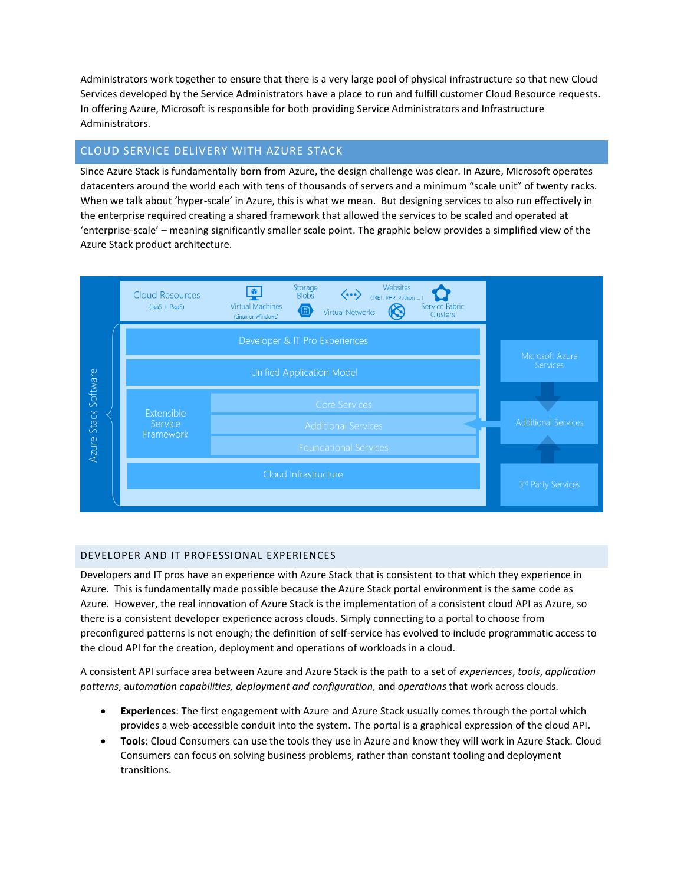Administrators work together to ensure that there is a very large pool of physical infrastructure so that new Cloud Services developed by the Service Administrators have a place to run and fulfill customer Cloud Resource requests. In offering Azure, Microsoft is responsible for both providing Service Administrators and Infrastructure Administrators.

## CLOUD SERVICE DELIVERY WITH AZURE STACK

Since Azure Stack is fundamentally born from Azure, the design challenge was clear. In Azure, Microsoft operates datacenters around the world each with tens of thousands of servers and a minimum "scale unit" of twenty racks. When we talk about 'hyper-scale' in Azure, this is what we mean. But designing services to also run effectively in the enterprise required creating a shared framework that allowed the services to be scaled and operated at 'enterprise-scale' – meaning significantly smaller scale point. The graphic below provides a simplified view of the Azure Stack product architecture.

### DEVELOPER AND IT PROFESSIONAL EXPERIENCES

Developers and IT pros have an experience with Azure Stack that is consistent to that which they experience in Azure. This is fundamentally made possible because the Azure Stack portal environment is the same code as Azure. However, the real innovation of Azure Stack is the implementation of a consistent cloud API as Azure, so there is a consistent developer experience across clouds. Simply connecting to a portal to choose from preconfigured patterns is not enough; the definition of self-service has evolved to include programmatic access to the cloud API for the creation, deployment and operations of workloads in a cloud.

A consistent API surface area between Azure and Azure Stack is the path to a set of *experiences*, *tools*, *application patterns*, *automation capabilities, deployment and configuration,* and *operations* that work across clouds.

- **Experiences**: The first engagement with Azure and Azure Stack usually comes through the portal which provides a web-accessible conduit into the system. The portal is a graphical expression of the cloud API.
- **Tools**: Cloud Consumers can use the tools they use in Azure and know they will work in Azure Stack. Cloud Consumers can focus on solving business problems, rather than constant tooling and deployment transitions.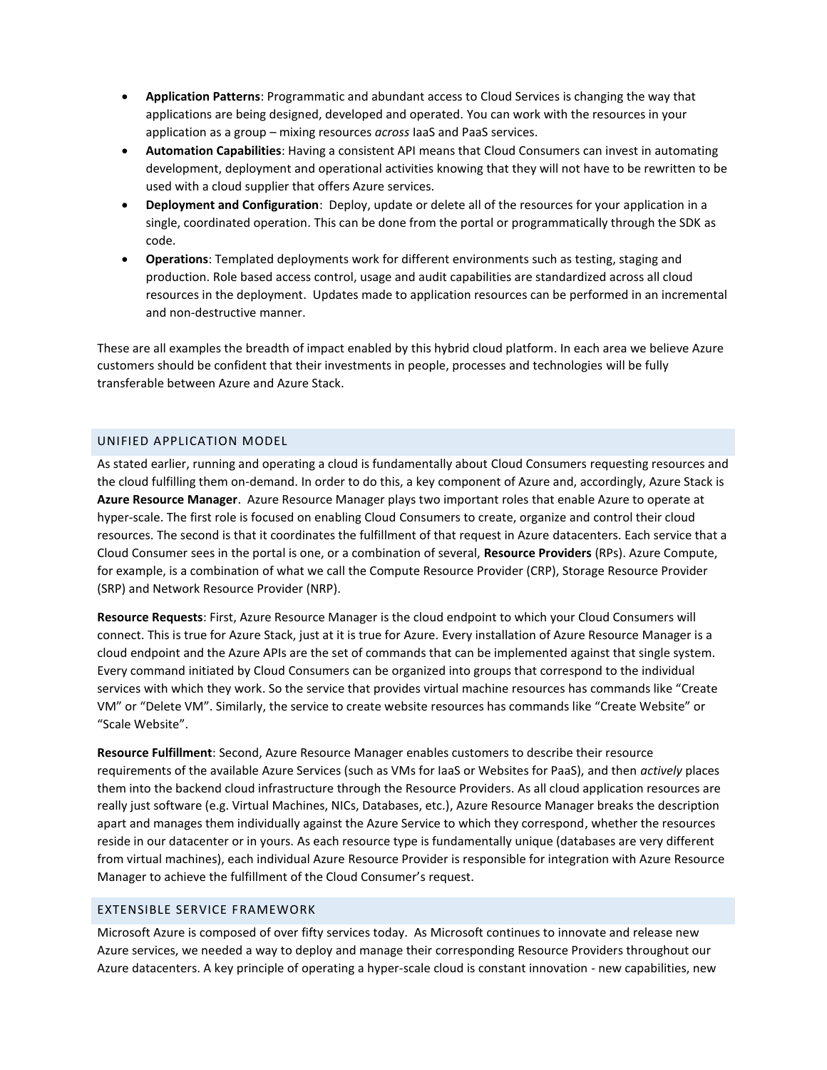- **Application Patterns**: Programmatic and abundant access to Cloud Services is changing the way that applications are being designed, developed and operated. You can work with the resources in your application as a group – mixing resources *across* IaaS and PaaS services.
- **Automation Capabilities**: Having a consistent API means that Cloud Consumers can invest in automating development, deployment and operational activities knowing that they will not have to be rewritten to be used with a cloud supplier that offers Azure services.
- **Deployment and Configuration**: Deploy, update or delete all of the resources for your application in a single, coordinated operation. This can be done from the portal or programmatically through the SDK as code.
- **Operations**: Templated deployments work for different environments such as testing, staging and production. Role based access control, usage and audit capabilities are standardized across all cloud resources in the deployment. Updates made to application resources can be performed in an incremental and non-destructive manner.

These are all examples the breadth of impact enabled by this hybrid cloud platform. In each area we believe Azure customers should be confident that their investments in people, processes and technologies will be fully transferable between Azure and Azure Stack.

## UNIFIED APPLICATION MODEL

As stated earlier, running and operating a cloud is fundamentally about Cloud Consumers requesting resources and the cloud fulfilling them on-demand. In order to do this, a key component of Azure and, accordingly, Azure Stack is **Azure Resource Manager**. Azure Resource Manager plays two important roles that enable Azure to operate at hyper-scale. The first role is focused on enabling Cloud Consumers to create, organize and control their cloud resources. The second is that it coordinates the fulfillment of that request in Azure datacenters. Each service that a Cloud Consumer sees in the portal is one, or a combination of several, **Resource Providers** (RPs). Azure Compute, for example, is a combination of what we call the Compute Resource Provider (CRP), Storage Resource Provider (SRP) and Network Resource Provider (NRP).

**Resource Requests**: First, Azure Resource Manager is the cloud endpoint to which your Cloud Consumers will connect. This is true for Azure Stack, just at it is true for Azure. Every installation of Azure Resource Manager is a cloud endpoint and the Azure APIs are the set of commands that can be implemented against that single system. Every command initiated by Cloud Consumers can be organized into groups that correspond to the individual services with which they work. So the service that provides virtual machine resources has commands like "Create VM" or "Delete VM". Similarly, the service to create website resources has commands like "Create Website" or "Scale Website".

**Resource Fulfillment**: Second, Azure Resource Manager enables customers to describe their resource requirements of the available Azure Services (such as VMs for IaaS or Websites for PaaS), and then *actively* places them into the backend cloud infrastructure through the Resource Providers. As all cloud application resources are really just software (e.g. Virtual Machines, NICs, Databases, etc.), Azure Resource Manager breaks the description apart and manages them individually against the Azure Service to which they correspond, whether the resources reside in our datacenter or in yours. As each resource type is fundamentally unique (databases are very different from virtual machines), each individual Azure Resource Provider is responsible for integration with Azure Resource Manager to achieve the fulfillment of the Cloud Consumer's request.

## EXTENSIBLE SERVICE FRAMEWORK

Microsoft Azure is composed of over fifty services today. As Microsoft continues to innovate and release new Azure services, we needed a way to deploy and manage their corresponding Resource Providers throughout our Azure datacenters. A key principle of operating a hyper-scale cloud is constant innovation - new capabilities, new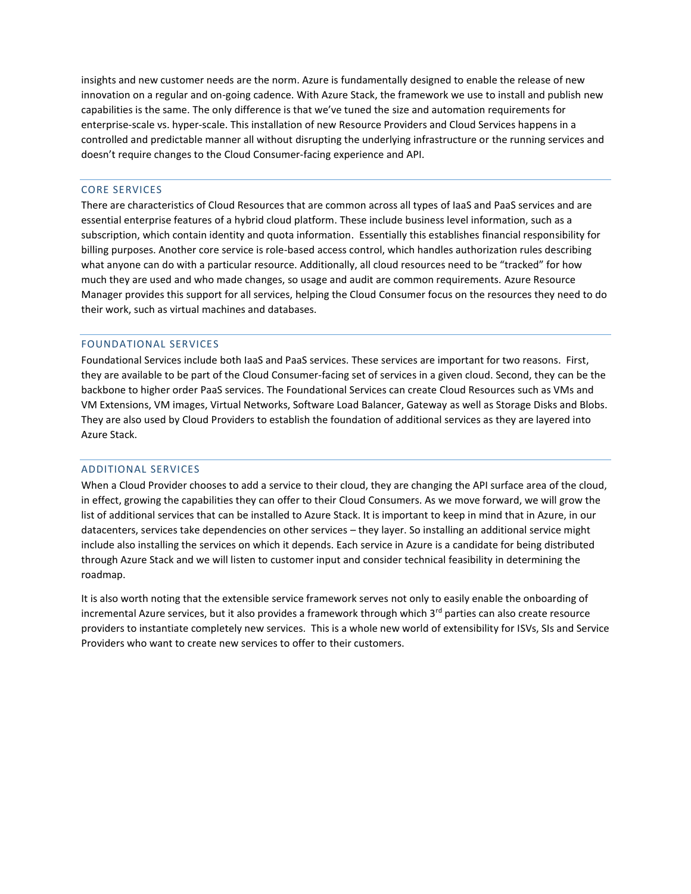insights and new customer needs are the norm. Azure is fundamentally designed to enable the release of new innovation on a regular and on-going cadence. With Azure Stack, the framework we use to install and publish new capabilities is the same. The only difference is that we've tuned the size and automation requirements for enterprise-scale vs. hyper-scale. This installation of new Resource Providers and Cloud Services happens in a controlled and predictable manner all without disrupting the underlying infrastructure or the running services and doesn't require changes to the Cloud Consumer-facing experience and API.

## CORE SERVICES

There are characteristics of Cloud Resources that are common across all types of IaaS and PaaS services and are essential enterprise features of a hybrid cloud platform. These include business level information, such as a subscription, which contain identity and quota information. Essentially this establishes financial responsibility for billing purposes. Another core service is role-based access control, which handles authorization rules describing what anyone can do with a particular resource. Additionally, all cloud resources need to be "tracked" for how much they are used and who made changes, so usage and audit are common requirements. Azure Resource Manager provides this support for all services, helping the Cloud Consumer focus on the resources they need to do their work, such as virtual machines and databases.

## FOUNDATIONAL SERVICES

Foundational Services include both IaaS and PaaS services. These services are important for two reasons. First, they are available to be part of the Cloud Consumer-facing set of services in a given cloud. Second, they can be the backbone to higher order PaaS services. The Foundational Services can create Cloud Resources such as VMs and VM Extensions, VM images, Virtual Networks, Software Load Balancer, Gateway as well as Storage Disks and Blobs. They are also used by Cloud Providers to establish the foundation of additional services as they are layered into Azure Stack.

## ADDITIONAL SERVICES

When a Cloud Provider chooses to add a service to their cloud, they are changing the API surface area of the cloud, in effect, growing the capabilities they can offer to their Cloud Consumers. As we move forward, we will grow the list of additional services that can be installed to Azure Stack. It is important to keep in mind that in Azure, in our datacenters, services take dependencies on other services – they layer. So installing an additional service might include also installing the services on which it depends. Each service in Azure is a candidate for being distributed through Azure Stack and we will listen to customer input and consider technical feasibility in determining the roadmap.

It is also worth noting that the extensible service framework serves not only to easily enable the onboarding of incremental Azure services, but it also provides a framework through which 3rd parties can also create resource providers to instantiate completely new services. This is a whole new world of extensibility for ISVs, SIs and Service Providers who want to create new services to offer to their customers.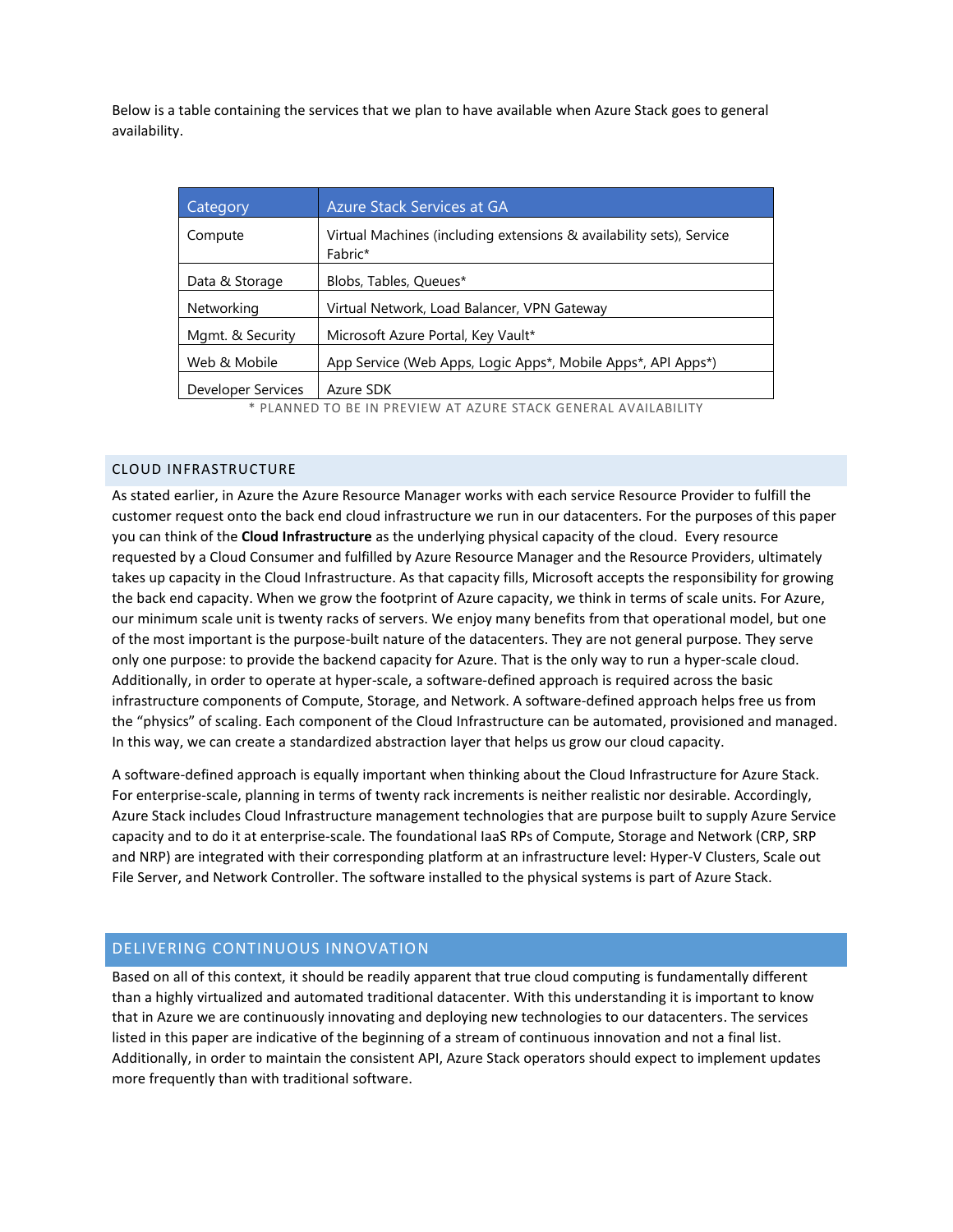Below is a table containing the services that we plan to have available when Azure Stack goes to general availability.

| Category | Azure Stack Services at GA |
|---|---|
| Compute | Virtual Machines (including extensions & availability sets), Service Fabric* |
| Data & Storage | Blobs, Tables, Queues* |
| Networking | Virtual Network, Load Balancer, VPN Gateway |
| Mgmt. & Security | Microsoft Azure Portal, Key Vault* |
| Web & Mobile | App Service (Web Apps, Logic Apps*, Mobile Apps*, API Apps*) |
| Developer Services | Azure SDK |

* PLANNED TO BE IN PREVIEW AT AZURE STACK GENERAL AVAILABILITY

## CLOUD INFRASTRUCTURE

As stated earlier, in Azure the Azure Resource Manager works with each service Resource Provider to fulfill the customer request onto the back end cloud infrastructure we run in our datacenters. For the purposes of this paper you can think of the **Cloud Infrastructure** as the underlying physical capacity of the cloud. Every resource requested by a Cloud Consumer and fulfilled by Azure Resource Manager and the Resource Providers, ultimately takes up capacity in the Cloud Infrastructure. As that capacity fills, Microsoft accepts the responsibility for growing the back end capacity. When we grow the footprint of Azure capacity, we think in terms of scale units. For Azure, our minimum scale unit is twenty racks of servers. We enjoy many benefits from that operational model, but one of the most important is the purpose-built nature of the datacenters. They are not general purpose. They serve only one purpose: to provide the backend capacity for Azure. That is the only way to run a hyper-scale cloud. Additionally, in order to operate at hyper-scale, a software-defined approach is required across the basic infrastructure components of Compute, Storage, and Network. A software-defined approach helps free us from the "physics" of scaling. Each component of the Cloud Infrastructure can be automated, provisioned and managed. In this way, we can create a standardized abstraction layer that helps us grow our cloud capacity.

A software-defined approach is equally important when thinking about the Cloud Infrastructure for Azure Stack. For enterprise-scale, planning in terms of twenty rack increments is neither realistic nor desirable. Accordingly, Azure Stack includes Cloud Infrastructure management technologies that are purpose built to supply Azure Service capacity and to do it at enterprise-scale. The foundational IaaS RPs of Compute, Storage and Network (CRP, SRP and NRP) are integrated with their corresponding platform at an infrastructure level: Hyper-V Clusters, Scale out File Server, and Network Controller. The software installed to the physical systems is part of Azure Stack.

## DELIVERING CONTINUOUS INNOVATION

Based on all of this context, it should be readily apparent that true cloud computing is fundamentally different than a highly virtualized and automated traditional datacenter. With this understanding it is important to know that in Azure we are continuously innovating and deploying new technologies to our datacenters. The services listed in this paper are indicative of the beginning of a stream of continuous innovation and not a final list. Additionally, in order to maintain the consistent API, Azure Stack operators should expect to implement updates more frequently than with traditional software.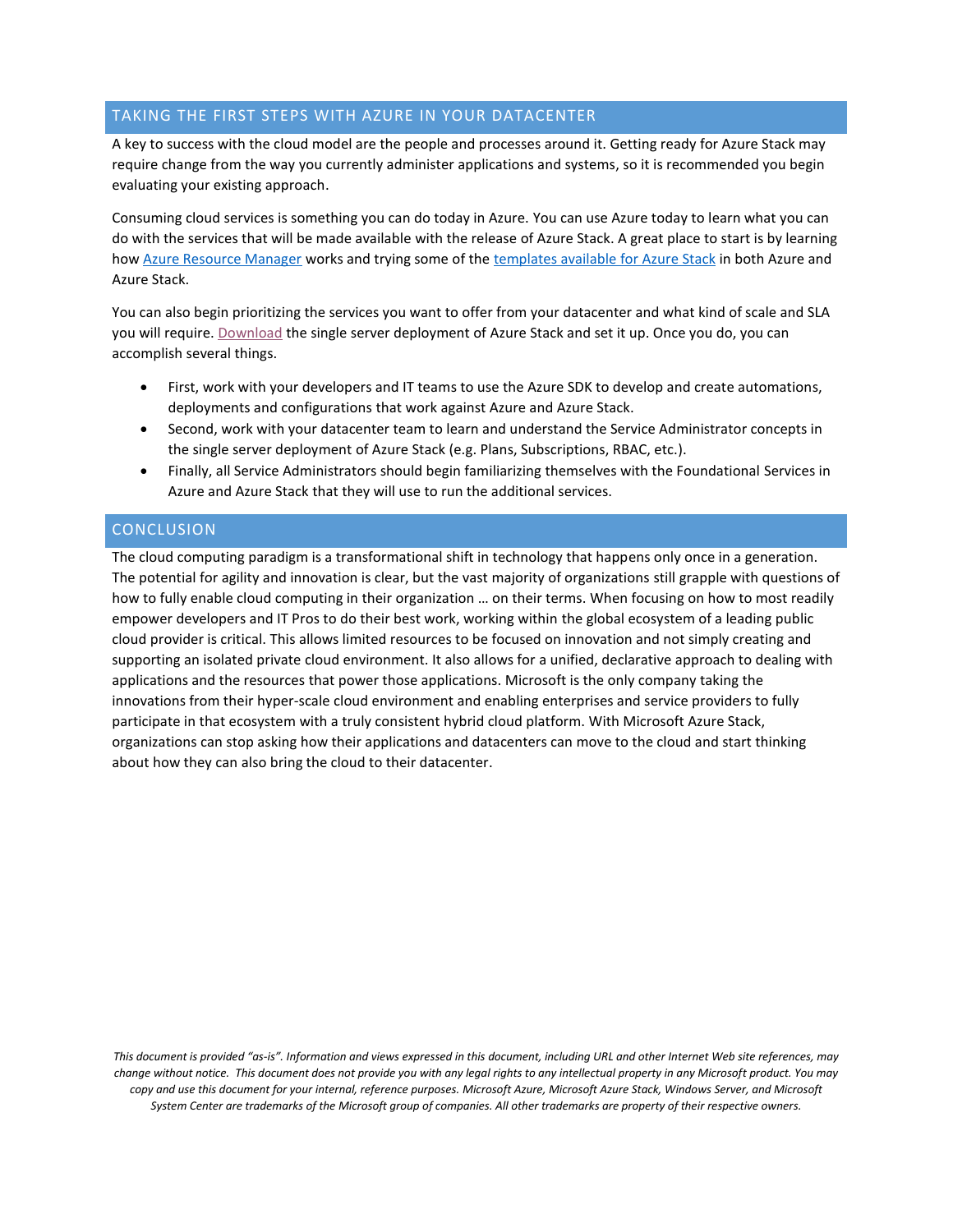## TAKING THE FIRST STEPS WITH AZURE IN YOUR DATACENTER

A key to success with the cloud model are the people and processes around it. Getting ready for Azure Stack may require change from the way you currently administer applications and systems, so it is recommended you begin evaluating your existing approach.

Consuming cloud services is something you can do today in Azure. You can use Azure today to learn what you can do with the services that will be made available with the release of Azure Stack. A great place to start is by learning how Azure Resource Manager works and trying some of the templates available for Azure Stack in both Azure and Azure Stack.

You can also begin prioritizing the services you want to offer from your datacenter and what kind of scale and SLA you will require. Download the single server deployment of Azure Stack and set it up. Once you do, you can accomplish several things.

- First, work with your developers and IT teams to use the Azure SDK to develop and create automations, deployments and configurations that work against Azure and Azure Stack.
- Second, work with your datacenter team to learn and understand the Service Administrator concepts in the single server deployment of Azure Stack (e.g. Plans, Subscriptions, RBAC, etc.).
- Finally, all Service Administrators should begin familiarizing themselves with the Foundational Services in Azure and Azure Stack that they will use to run the additional services.

## CONCLUSION

The cloud computing paradigm is a transformational shift in technology that happens only once in a generation. The potential for agility and innovation is clear, but the vast majority of organizations still grapple with questions of how to fully enable cloud computing in their organization … on their terms. When focusing on how to most readily empower developers and IT Pros to do their best work, working within the global ecosystem of a leading public cloud provider is critical. This allows limited resources to be focused on innovation and not simply creating and supporting an isolated private cloud environment. It also allows for a unified, declarative approach to dealing with applications and the resources that power those applications. Microsoft is the only company taking the innovations from their hyper-scale cloud environment and enabling enterprises and service providers to fully participate in that ecosystem with a truly consistent hybrid cloud platform. With Microsoft Azure Stack, organizations can stop asking how their applications and datacenters can move to the cloud and start thinking about how they can also bring the cloud to their datacenter.

*This document is provided "as-is". Information and views expressed in this document, including URL and other Internet Web site references, may change without notice. This document does not provide you with any legal rights to any intellectual property in any Microsoft product. You may copy and use this document for your internal, reference purposes. Microsoft Azure, Microsoft Azure Stack, Windows Server, and Microsoft System Center are trademarks of the Microsoft group of companies. All other trademarks are property of their respective owners.*